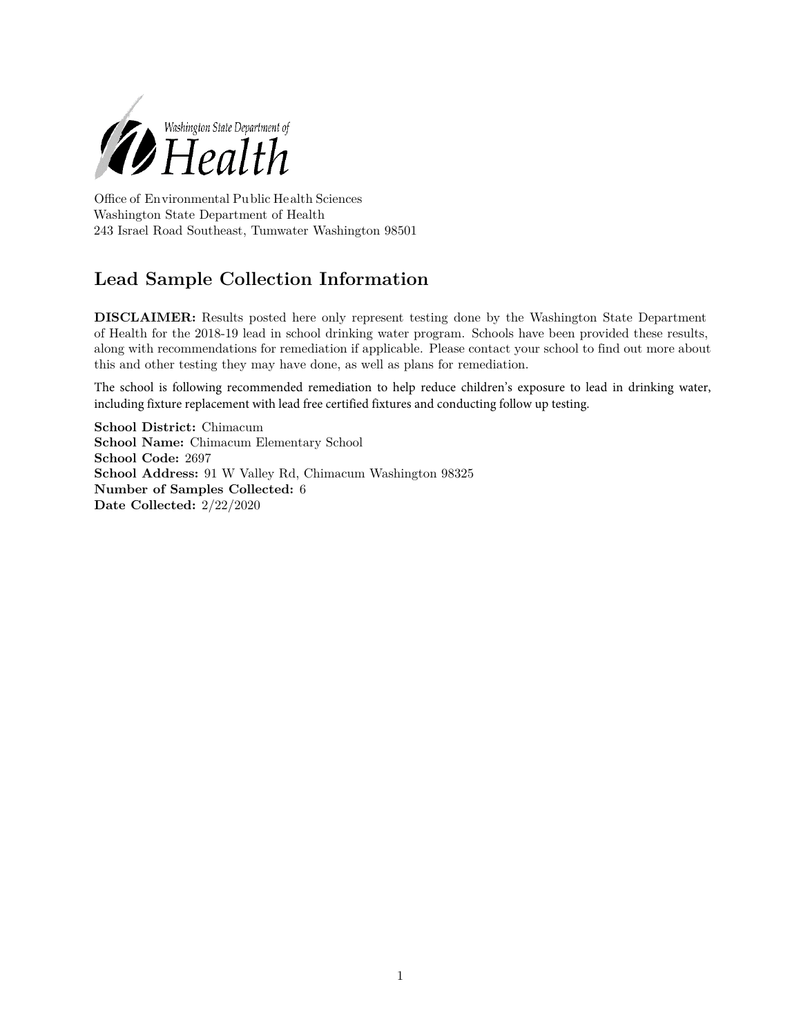Washington State Department of Health

Office of Environmental Public Health Sciences
Washington State Department of Health
243 Israel Road Southeast, Tumwater Washington 98501

## Lead Sample Collection Information

**DISCLAIMER:** Results posted here only represent testing done by the Washington State Department of Health for the 2018-19 lead in school drinking water program. Schools have been provided these results, along with recommendations for remediation if applicable. Please contact your school to find out more about this and other testing they may have done, as well as plans for remediation.

The school is following recommended remediation to help reduce children's exposure to lead in drinking water, including fixture replacement with lead free certified fixtures and conducting follow up testing.

**School District:** Chimacum
**School Name:** Chimacum Elementary School
**School Code:** 2697
**School Address:** 91 W Valley Rd, Chimacum Washington 98325
**Number of Samples Collected:** 6
**Date Collected:** 2/22/2020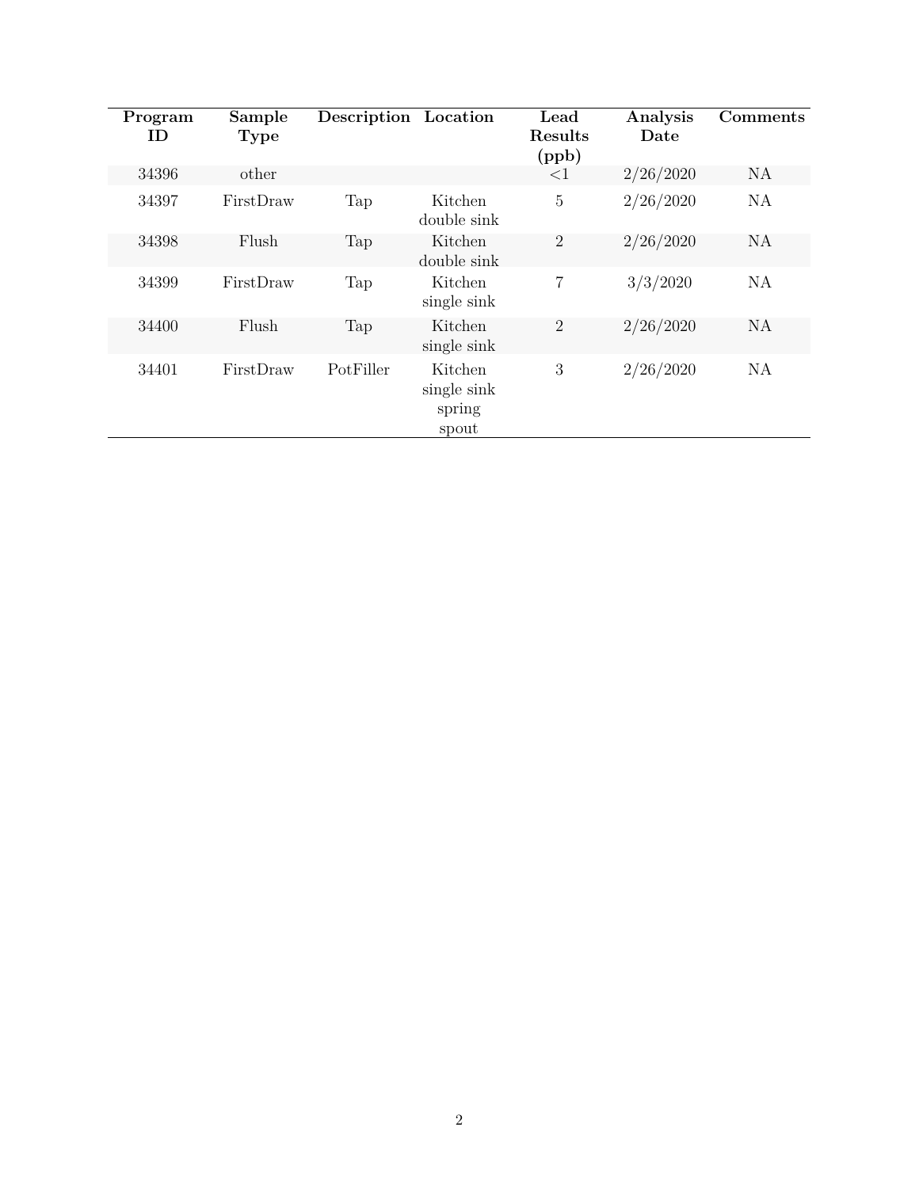| Program ID | Sample Type | Description | Location | Lead Results (ppb) | Analysis Date | Comments |
|---|---|---|---|---|---|---|
| 34396 | other | | | <1 | 2/26/2020 | NA |
| 34397 | FirstDraw | Tap | Kitchen double sink | 5 | 2/26/2020 | NA |
| 34398 | Flush | Tap | Kitchen double sink | 2 | 2/26/2020 | NA |
| 34399 | FirstDraw | Tap | Kitchen single sink | 7 | 3/3/2020 | NA |
| 34400 | Flush | Tap | Kitchen single sink | 2 | 2/26/2020 | NA |
| 34401 | FirstDraw | PotFiller | Kitchen single sink spring spout | 3 | 2/26/2020 | NA |